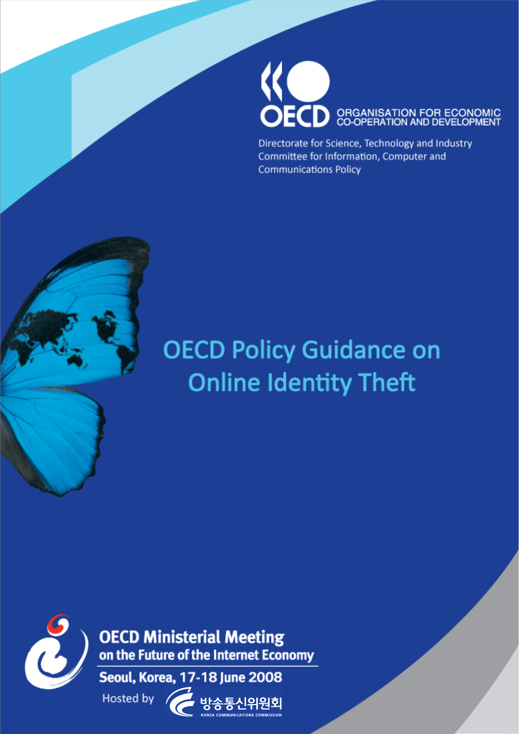OECD ORGANISATION FOR ECONOMIC CO-OPERATION AND DEVELOPMENT

Directorate for Science, Technology and Industry
Committee for Information, Computer and Communications Policy

# OECD Policy Guidance on Online Identity Theft

**OECD Ministerial Meeting on the Future of the Internet Economy**

**Seoul, Korea, 17-18 June 2008**

Hosted by 방송통신위원회 KOREA COMMUNICATIONS COMMISSION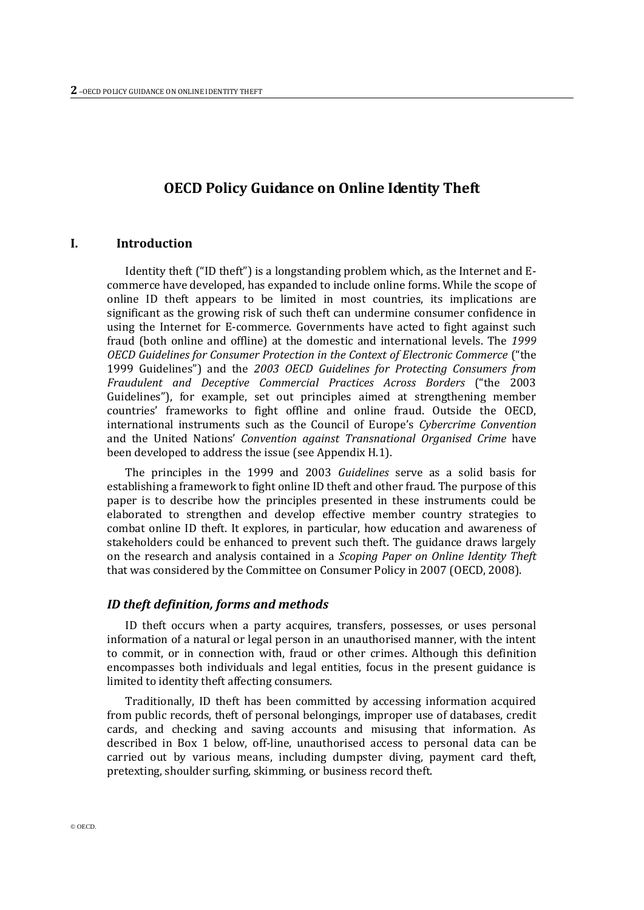# OECD Policy Guidance on Online Identity Theft

## I. Introduction

Identity theft ("ID theft") is a longstanding problem which, as the Internet and E-commerce have developed, has expanded to include online forms. While the scope of online ID theft appears to be limited in most countries, its implications are significant as the growing risk of such theft can undermine consumer confidence in using the Internet for E-commerce. Governments have acted to fight against such fraud (both online and offline) at the domestic and international levels. The *1999 OECD Guidelines for Consumer Protection in the Context of Electronic Commerce* ("the 1999 Guidelines") and the *2003 OECD Guidelines for Protecting Consumers from Fraudulent and Deceptive Commercial Practices Across Borders* ("the 2003 Guidelines"), for example, set out principles aimed at strengthening member countries' frameworks to fight offline and online fraud. Outside the OECD, international instruments such as the Council of Europe's *Cybercrime Convention* and the United Nations' *Convention against Transnational Organised Crime* have been developed to address the issue (see Appendix H.1).

The principles in the 1999 and 2003 *Guidelines* serve as a solid basis for establishing a framework to fight online ID theft and other fraud. The purpose of this paper is to describe how the principles presented in these instruments could be elaborated to strengthen and develop effective member country strategies to combat online ID theft. It explores, in particular, how education and awareness of stakeholders could be enhanced to prevent such theft. The guidance draws largely on the research and analysis contained in a *Scoping Paper on Online Identity Theft* that was considered by the Committee on Consumer Policy in 2007 (OECD, 2008).

### *ID theft definition, forms and methods*

ID theft occurs when a party acquires, transfers, possesses, or uses personal information of a natural or legal person in an unauthorised manner, with the intent to commit, or in connection with, fraud or other crimes. Although this definition encompasses both individuals and legal entities, focus in the present guidance is limited to identity theft affecting consumers.

Traditionally, ID theft has been committed by accessing information acquired from public records, theft of personal belongings, improper use of databases, credit cards, and checking and saving accounts and misusing that information. As described in Box 1 below, off-line, unauthorised access to personal data can be carried out by various means, including dumpster diving, payment card theft, pretexting, shoulder surfing, skimming, or business record theft.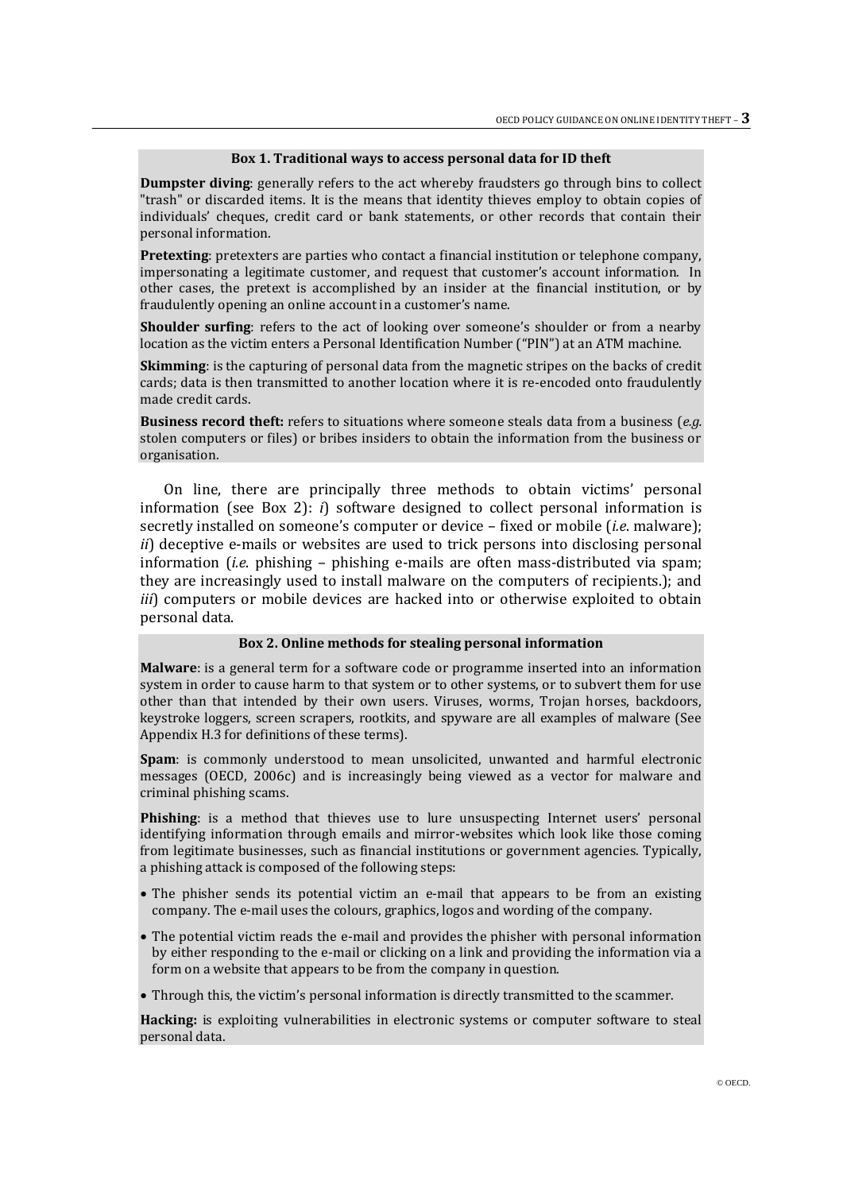**Box 1. Traditional ways to access personal data for ID theft**

**Dumpster diving**: generally refers to the act whereby fraudsters go through bins to collect "trash" or discarded items. It is the means that identity thieves employ to obtain copies of individuals' cheques, credit card or bank statements, or other records that contain their personal information.

**Pretexting**: pretexters are parties who contact a financial institution or telephone company, impersonating a legitimate customer, and request that customer's account information. In other cases, the pretext is accomplished by an insider at the financial institution, or by fraudulently opening an online account in a customer's name.

**Shoulder surfing**: refers to the act of looking over someone's shoulder or from a nearby location as the victim enters a Personal Identification Number ("PIN") at an ATM machine.

**Skimming**: is the capturing of personal data from the magnetic stripes on the backs of credit cards; data is then transmitted to another location where it is re-encoded onto fraudulently made credit cards.

**Business record theft:** refers to situations where someone steals data from a business (*e.g.* stolen computers or files) or bribes insiders to obtain the information from the business or organisation.

On line, there are principally three methods to obtain victims' personal information (see Box 2): *i*) software designed to collect personal information is secretly installed on someone's computer or device – fixed or mobile (*i.e.* malware); *ii*) deceptive e-mails or websites are used to trick persons into disclosing personal information (*i.e.* phishing – phishing e-mails are often mass-distributed via spam; they are increasingly used to install malware on the computers of recipients.); and *iii*) computers or mobile devices are hacked into or otherwise exploited to obtain personal data.

**Box 2. Online methods for stealing personal information**

**Malware**: is a general term for a software code or programme inserted into an information system in order to cause harm to that system or to other systems, or to subvert them for use other than that intended by their own users. Viruses, worms, Trojan horses, backdoors, keystroke loggers, screen scrapers, rootkits, and spyware are all examples of malware (See Appendix H.3 for definitions of these terms).

**Spam**: is commonly understood to mean unsolicited, unwanted and harmful electronic messages (OECD, 2006c) and is increasingly being viewed as a vector for malware and criminal phishing scams.

**Phishing**: is a method that thieves use to lure unsuspecting Internet users' personal identifying information through emails and mirror-websites which look like those coming from legitimate businesses, such as financial institutions or government agencies. Typically, a phishing attack is composed of the following steps:

- The phisher sends its potential victim an e-mail that appears to be from an existing company. The e-mail uses the colours, graphics, logos and wording of the company.
- The potential victim reads the e-mail and provides the phisher with personal information by either responding to the e-mail or clicking on a link and providing the information via a form on a website that appears to be from the company in question.
- Through this, the victim's personal information is directly transmitted to the scammer.

**Hacking:** is exploiting vulnerabilities in electronic systems or computer software to steal personal data.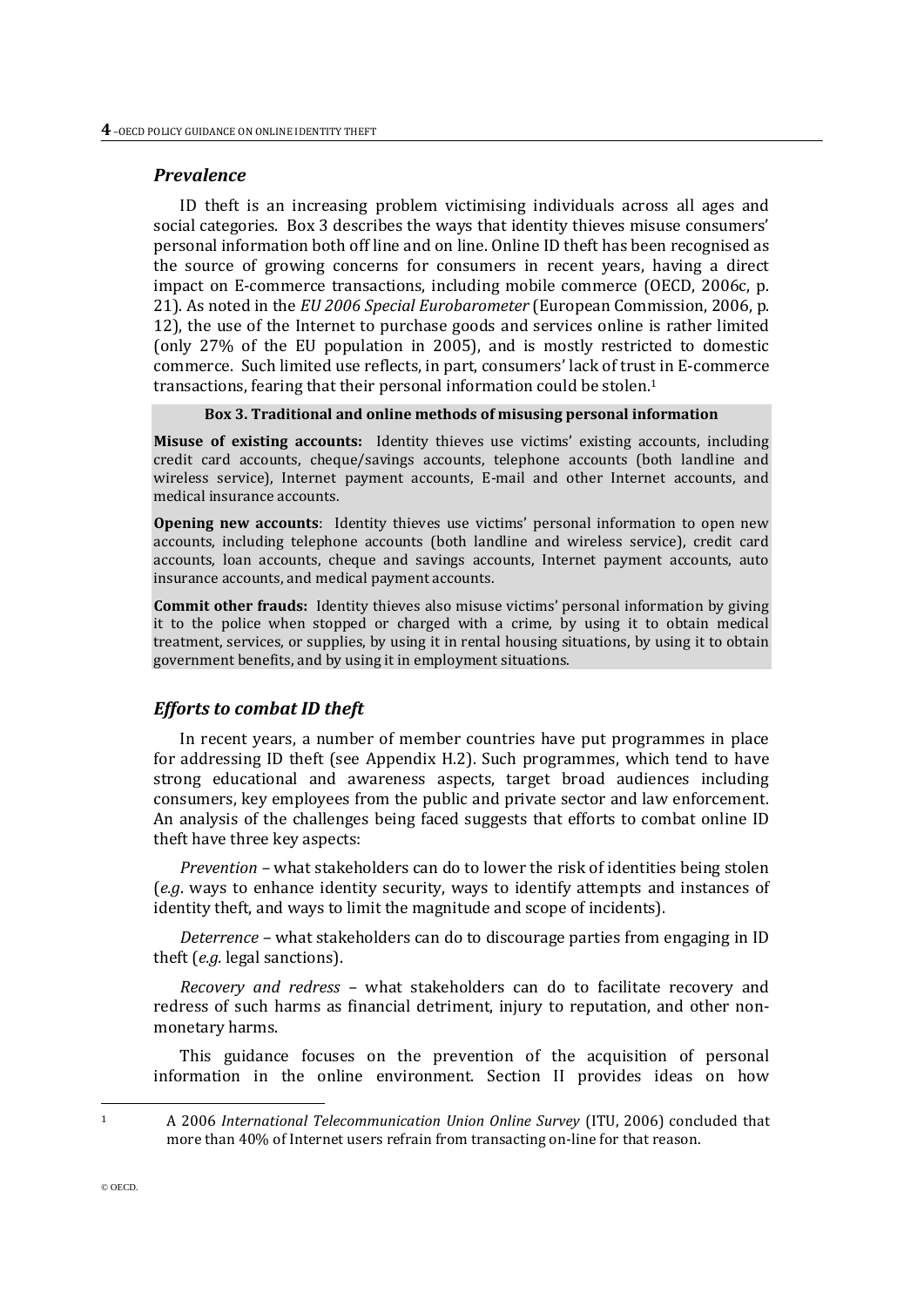### *Prevalence*

ID theft is an increasing problem victimising individuals across all ages and social categories. Box 3 describes the ways that identity thieves misuse consumers' personal information both off line and on line. Online ID theft has been recognised as the source of growing concerns for consumers in recent years, having a direct impact on E-commerce transactions, including mobile commerce (OECD, 2006c, p. 21). As noted in the *EU 2006 Special Eurobarometer* (European Commission, 2006, p. 12), the use of the Internet to purchase goods and services online is rather limited (only 27% of the EU population in 2005), and is mostly restricted to domestic commerce. Such limited use reflects, in part, consumers' lack of trust in E-commerce transactions, fearing that their personal information could be stolen.[1]

**Box 3. Traditional and online methods of misusing personal information**

**Misuse of existing accounts:** Identity thieves use victims' existing accounts, including credit card accounts, cheque/savings accounts, telephone accounts (both landline and wireless service), Internet payment accounts, E-mail and other Internet accounts, and medical insurance accounts.

**Opening new accounts**: Identity thieves use victims' personal information to open new accounts, including telephone accounts (both landline and wireless service), credit card accounts, loan accounts, cheque and savings accounts, Internet payment accounts, auto insurance accounts, and medical payment accounts.

**Commit other frauds:** Identity thieves also misuse victims' personal information by giving it to the police when stopped or charged with a crime, by using it to obtain medical treatment, services, or supplies, by using it in rental housing situations, by using it to obtain government benefits, and by using it in employment situations.

### *Efforts to combat ID theft*

In recent years, a number of member countries have put programmes in place for addressing ID theft (see Appendix H.2). Such programmes, which tend to have strong educational and awareness aspects, target broad audiences including consumers, key employees from the public and private sector and law enforcement. An analysis of the challenges being faced suggests that efforts to combat online ID theft have three key aspects:

*Prevention* – what stakeholders can do to lower the risk of identities being stolen (*e.g*. ways to enhance identity security, ways to identify attempts and instances of identity theft, and ways to limit the magnitude and scope of incidents).

*Deterrence* – what stakeholders can do to discourage parties from engaging in ID theft (*e.g.* legal sanctions).

*Recovery and redress* – what stakeholders can do to facilitate recovery and redress of such harms as financial detriment, injury to reputation, and other non-monetary harms.

This guidance focuses on the prevention of the acquisition of personal information in the online environment. Section II provides ideas on how

---

[1] A 2006 *International Telecommunication Union Online Survey* (ITU, 2006) concluded that more than 40% of Internet users refrain from transacting on-line for that reason.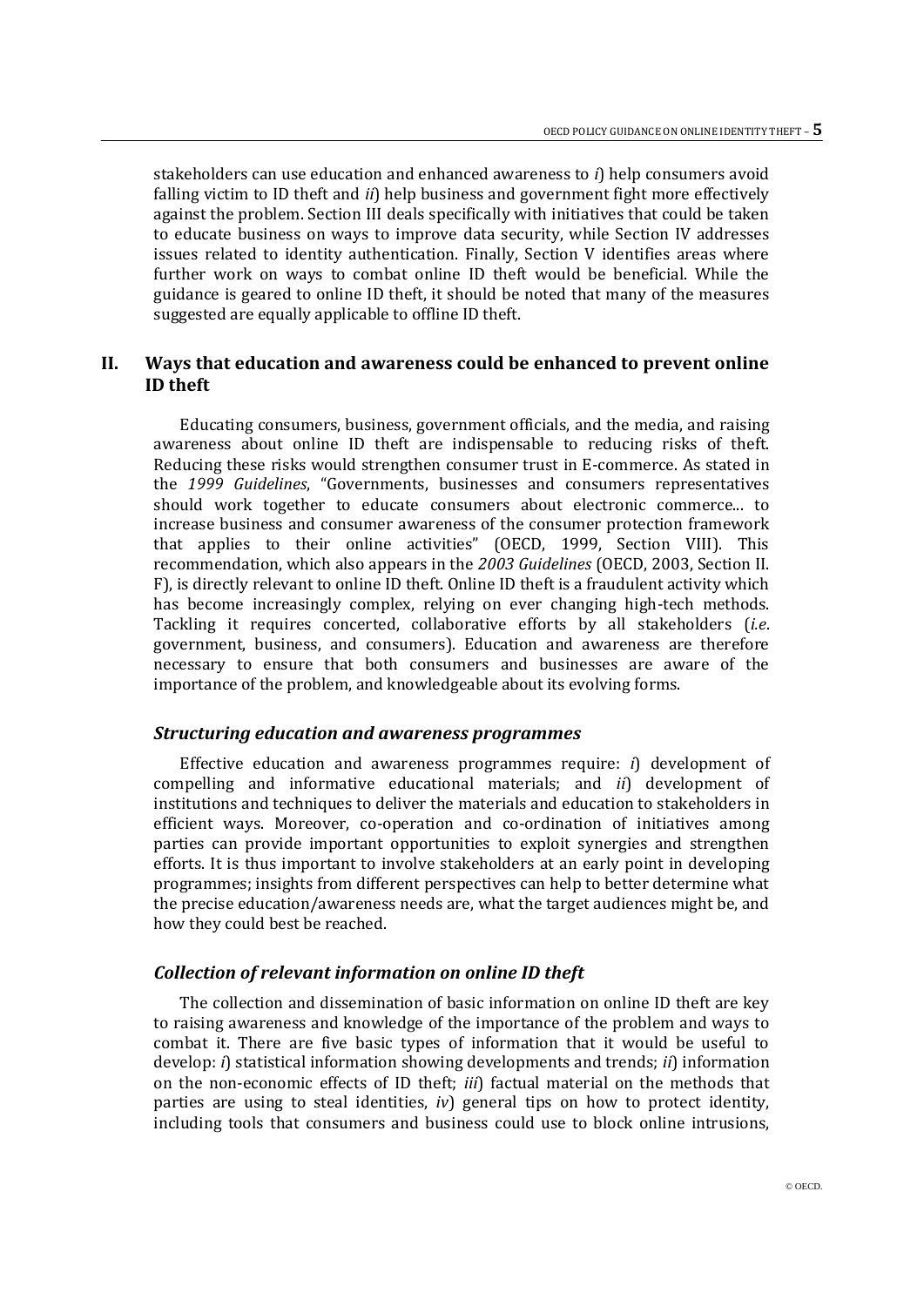stakeholders can use education and enhanced awareness to *i*) help consumers avoid falling victim to ID theft and *ii*) help business and government fight more effectively against the problem. Section III deals specifically with initiatives that could be taken to educate business on ways to improve data security, while Section IV addresses issues related to identity authentication. Finally, Section V identifies areas where further work on ways to combat online ID theft would be beneficial. While the guidance is geared to online ID theft, it should be noted that many of the measures suggested are equally applicable to offline ID theft.

## II. Ways that education and awareness could be enhanced to prevent online ID theft

Educating consumers, business, government officials, and the media, and raising awareness about online ID theft are indispensable to reducing risks of theft. Reducing these risks would strengthen consumer trust in E-commerce. As stated in the *1999 Guidelines*, "Governments, businesses and consumers representatives should work together to educate consumers about electronic commerce… to increase business and consumer awareness of the consumer protection framework that applies to their online activities" (OECD, 1999, Section VIII). This recommendation, which also appears in the *2003 Guidelines* (OECD, 2003, Section II. F), is directly relevant to online ID theft. Online ID theft is a fraudulent activity which has become increasingly complex, relying on ever changing high-tech methods. Tackling it requires concerted, collaborative efforts by all stakeholders (*i.e*. government, business, and consumers). Education and awareness are therefore necessary to ensure that both consumers and businesses are aware of the importance of the problem, and knowledgeable about its evolving forms.

### *Structuring education and awareness programmes*

Effective education and awareness programmes require: *i*) development of compelling and informative educational materials; and *ii*) development of institutions and techniques to deliver the materials and education to stakeholders in efficient ways. Moreover, co-operation and co-ordination of initiatives among parties can provide important opportunities to exploit synergies and strengthen efforts. It is thus important to involve stakeholders at an early point in developing programmes; insights from different perspectives can help to better determine what the precise education/awareness needs are, what the target audiences might be, and how they could best be reached.

### *Collection of relevant information on online ID theft*

The collection and dissemination of basic information on online ID theft are key to raising awareness and knowledge of the importance of the problem and ways to combat it. There are five basic types of information that it would be useful to develop: *i*) statistical information showing developments and trends; *ii*) information on the non-economic effects of ID theft; *iii*) factual material on the methods that parties are using to steal identities, *iv*) general tips on how to protect identity, including tools that consumers and business could use to block online intrusions,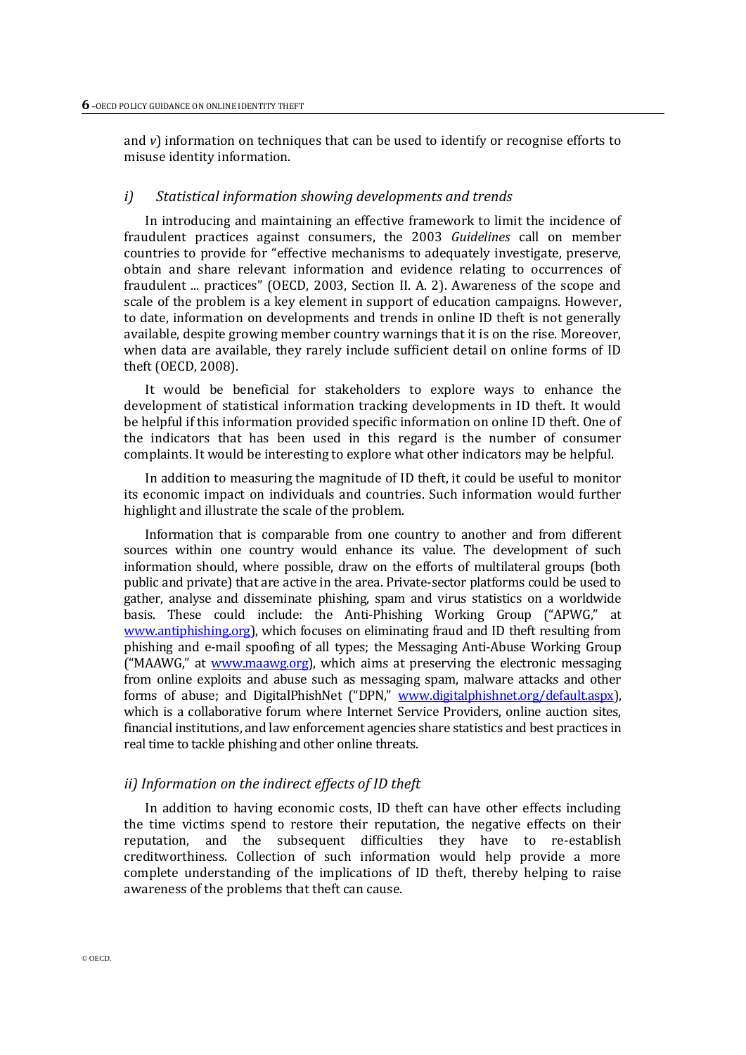and *v*) information on techniques that can be used to identify or recognise efforts to misuse identity information.

### *i) Statistical information showing developments and trends*

In introducing and maintaining an effective framework to limit the incidence of fraudulent practices against consumers, the 2003 *Guidelines* call on member countries to provide for "effective mechanisms to adequately investigate, preserve, obtain and share relevant information and evidence relating to occurrences of fraudulent ... practices" (OECD, 2003, Section II. A. 2). Awareness of the scope and scale of the problem is a key element in support of education campaigns. However, to date, information on developments and trends in online ID theft is not generally available, despite growing member country warnings that it is on the rise. Moreover, when data are available, they rarely include sufficient detail on online forms of ID theft (OECD, 2008).

It would be beneficial for stakeholders to explore ways to enhance the development of statistical information tracking developments in ID theft. It would be helpful if this information provided specific information on online ID theft. One of the indicators that has been used in this regard is the number of consumer complaints. It would be interesting to explore what other indicators may be helpful.

In addition to measuring the magnitude of ID theft, it could be useful to monitor its economic impact on individuals and countries. Such information would further highlight and illustrate the scale of the problem.

Information that is comparable from one country to another and from different sources within one country would enhance its value. The development of such information should, where possible, draw on the efforts of multilateral groups (both public and private) that are active in the area. Private-sector platforms could be used to gather, analyse and disseminate phishing, spam and virus statistics on a worldwide basis. These could include: the Anti-Phishing Working Group ("APWG," at www.antiphishing.org), which focuses on eliminating fraud and ID theft resulting from phishing and e-mail spoofing of all types; the Messaging Anti-Abuse Working Group ("MAAWG," at www.maawg.org), which aims at preserving the electronic messaging from online exploits and abuse such as messaging spam, malware attacks and other forms of abuse; and DigitalPhishNet ("DPN," www.digitalphishnet.org/default.aspx), which is a collaborative forum where Internet Service Providers, online auction sites, financial institutions, and law enforcement agencies share statistics and best practices in real time to tackle phishing and other online threats.

### *ii) Information on the indirect effects of ID theft*

In addition to having economic costs, ID theft can have other effects including the time victims spend to restore their reputation, the negative effects on their reputation, and the subsequent difficulties they have to re-establish creditworthiness. Collection of such information would help provide a more complete understanding of the implications of ID theft, thereby helping to raise awareness of the problems that theft can cause.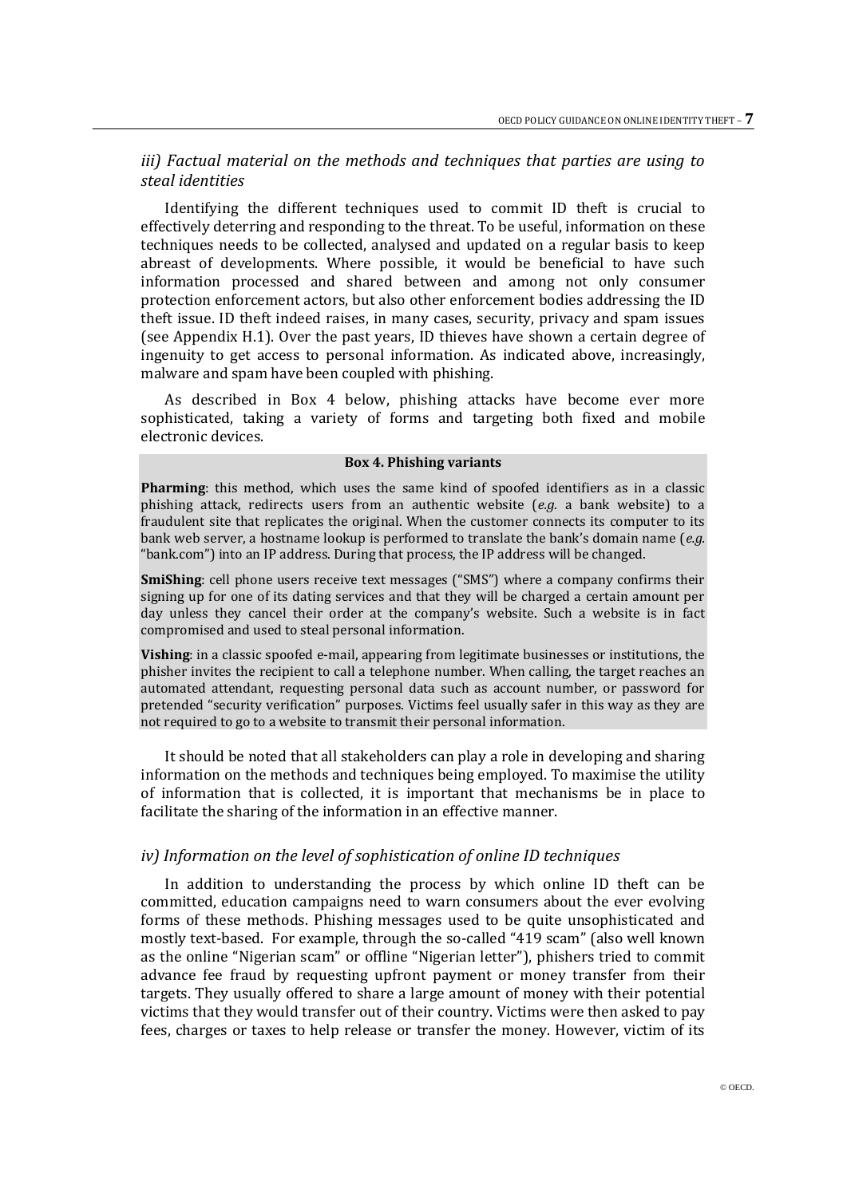### *iii) Factual material on the methods and techniques that parties are using to steal identities*

Identifying the different techniques used to commit ID theft is crucial to effectively deterring and responding to the threat. To be useful, information on these techniques needs to be collected, analysed and updated on a regular basis to keep abreast of developments. Where possible, it would be beneficial to have such information processed and shared between and among not only consumer protection enforcement actors, but also other enforcement bodies addressing the ID theft issue. ID theft indeed raises, in many cases, security, privacy and spam issues (see Appendix H.1). Over the past years, ID thieves have shown a certain degree of ingenuity to get access to personal information. As indicated above, increasingly, malware and spam have been coupled with phishing.

As described in Box 4 below, phishing attacks have become ever more sophisticated, taking a variety of forms and targeting both fixed and mobile electronic devices.

**Box 4. Phishing variants**

**Pharming**: this method, which uses the same kind of spoofed identifiers as in a classic phishing attack, redirects users from an authentic website (*e.g.* a bank website) to a fraudulent site that replicates the original. When the customer connects its computer to its bank web server, a hostname lookup is performed to translate the bank's domain name (*e.g.* "bank.com") into an IP address. During that process, the IP address will be changed.

**SmiShing**: cell phone users receive text messages ("SMS") where a company confirms their signing up for one of its dating services and that they will be charged a certain amount per day unless they cancel their order at the company's website. Such a website is in fact compromised and used to steal personal information.

**Vishing**: in a classic spoofed e-mail, appearing from legitimate businesses or institutions, the phisher invites the recipient to call a telephone number. When calling, the target reaches an automated attendant, requesting personal data such as account number, or password for pretended "security verification" purposes. Victims feel usually safer in this way as they are not required to go to a website to transmit their personal information.

It should be noted that all stakeholders can play a role in developing and sharing information on the methods and techniques being employed. To maximise the utility of information that is collected, it is important that mechanisms be in place to facilitate the sharing of the information in an effective manner.

### *iv) Information on the level of sophistication of online ID techniques*

In addition to understanding the process by which online ID theft can be committed, education campaigns need to warn consumers about the ever evolving forms of these methods. Phishing messages used to be quite unsophisticated and mostly text-based. For example, through the so-called "419 scam" (also well known as the online "Nigerian scam" or offline "Nigerian letter"), phishers tried to commit advance fee fraud by requesting upfront payment or money transfer from their targets. They usually offered to share a large amount of money with their potential victims that they would transfer out of their country. Victims were then asked to pay fees, charges or taxes to help release or transfer the money. However, victim of its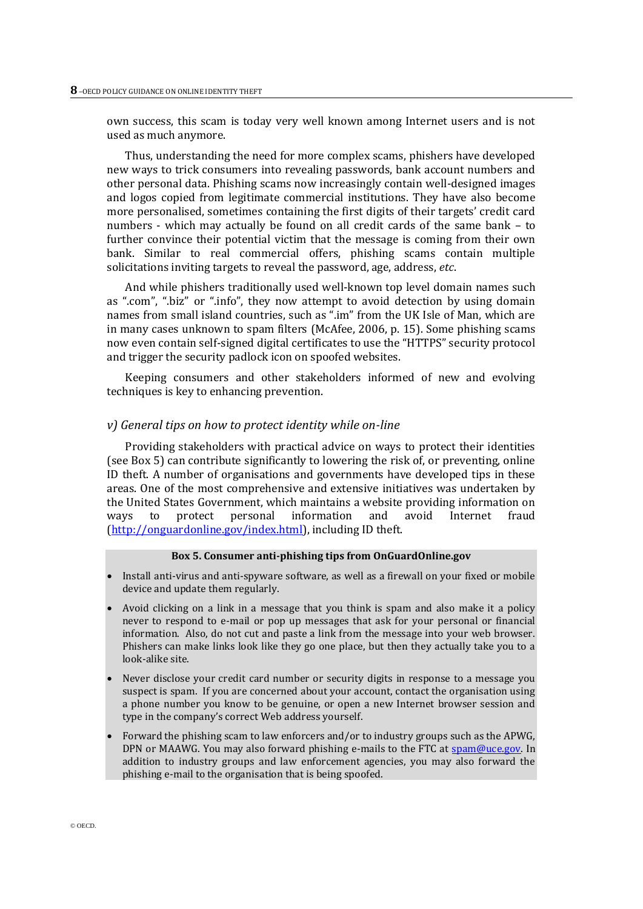own success, this scam is today very well known among Internet users and is not used as much anymore.

Thus, understanding the need for more complex scams, phishers have developed new ways to trick consumers into revealing passwords, bank account numbers and other personal data. Phishing scams now increasingly contain well-designed images and logos copied from legitimate commercial institutions. They have also become more personalised, sometimes containing the first digits of their targets' credit card numbers - which may actually be found on all credit cards of the same bank – to further convince their potential victim that the message is coming from their own bank. Similar to real commercial offers, phishing scams contain multiple solicitations inviting targets to reveal the password, age, address, *etc*.

And while phishers traditionally used well-known top level domain names such as ".com", ".biz" or ".info", they now attempt to avoid detection by using domain names from small island countries, such as ".im" from the UK Isle of Man, which are in many cases unknown to spam filters (McAfee, 2006, p. 15). Some phishing scams now even contain self-signed digital certificates to use the "HTTPS" security protocol and trigger the security padlock icon on spoofed websites.

Keeping consumers and other stakeholders informed of new and evolving techniques is key to enhancing prevention.

### *v) General tips on how to protect identity while on-line*

Providing stakeholders with practical advice on ways to protect their identities (see Box 5) can contribute significantly to lowering the risk of, or preventing, online ID theft. A number of organisations and governments have developed tips in these areas. One of the most comprehensive and extensive initiatives was undertaken by the United States Government, which maintains a website providing information on ways to protect personal information and avoid Internet fraud (http://onguardonline.gov/index.html), including ID theft.

**Box 5. Consumer anti-phishing tips from OnGuardOnline.gov**

- Install anti-virus and anti-spyware software, as well as a firewall on your fixed or mobile device and update them regularly.
- Avoid clicking on a link in a message that you think is spam and also make it a policy never to respond to e-mail or pop up messages that ask for your personal or financial information. Also, do not cut and paste a link from the message into your web browser. Phishers can make links look like they go one place, but then they actually take you to a look-alike site.
- Never disclose your credit card number or security digits in response to a message you suspect is spam. If you are concerned about your account, contact the organisation using a phone number you know to be genuine, or open a new Internet browser session and type in the company's correct Web address yourself.
- Forward the phishing scam to law enforcers and/or to industry groups such as the APWG, DPN or MAAWG. You may also forward phishing e-mails to the FTC at spam@uce.gov. In addition to industry groups and law enforcement agencies, you may also forward the phishing e-mail to the organisation that is being spoofed.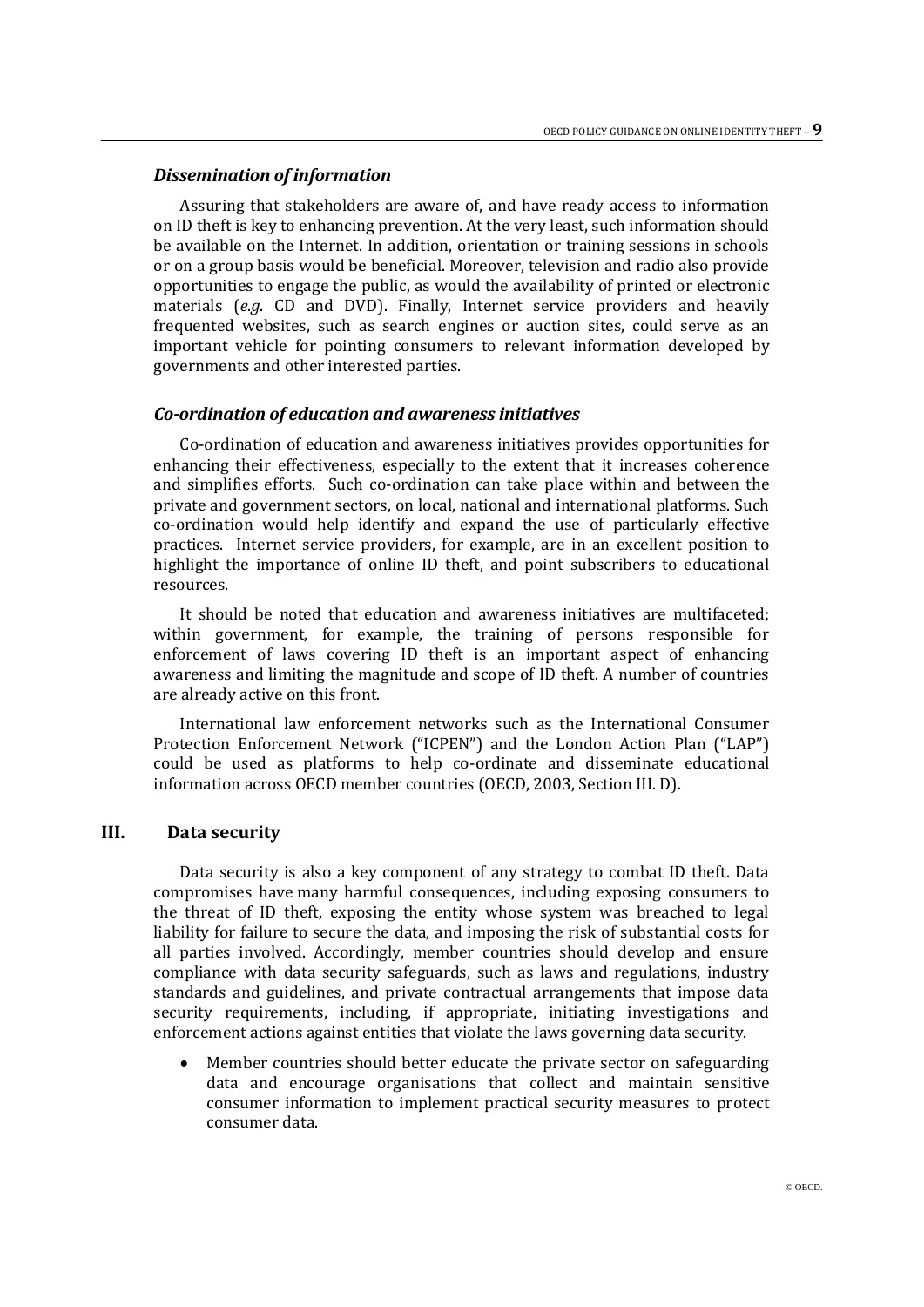### *Dissemination of information*

Assuring that stakeholders are aware of, and have ready access to information on ID theft is key to enhancing prevention. At the very least, such information should be available on the Internet. In addition, orientation or training sessions in schools or on a group basis would be beneficial. Moreover, television and radio also provide opportunities to engage the public, as would the availability of printed or electronic materials (*e.g*. CD and DVD). Finally, Internet service providers and heavily frequented websites, such as search engines or auction sites, could serve as an important vehicle for pointing consumers to relevant information developed by governments and other interested parties.

### *Co-ordination of education and awareness initiatives*

Co-ordination of education and awareness initiatives provides opportunities for enhancing their effectiveness, especially to the extent that it increases coherence and simplifies efforts. Such co-ordination can take place within and between the private and government sectors, on local, national and international platforms. Such co-ordination would help identify and expand the use of particularly effective practices. Internet service providers, for example, are in an excellent position to highlight the importance of online ID theft, and point subscribers to educational resources.

It should be noted that education and awareness initiatives are multifaceted; within government, for example, the training of persons responsible for enforcement of laws covering ID theft is an important aspect of enhancing awareness and limiting the magnitude and scope of ID theft. A number of countries are already active on this front.

International law enforcement networks such as the International Consumer Protection Enforcement Network ("ICPEN") and the London Action Plan ("LAP") could be used as platforms to help co-ordinate and disseminate educational information across OECD member countries (OECD, 2003, Section III. D).

## III. Data security

Data security is also a key component of any strategy to combat ID theft. Data compromises have many harmful consequences, including exposing consumers to the threat of ID theft, exposing the entity whose system was breached to legal liability for failure to secure the data, and imposing the risk of substantial costs for all parties involved. Accordingly, member countries should develop and ensure compliance with data security safeguards, such as laws and regulations, industry standards and guidelines, and private contractual arrangements that impose data security requirements, including, if appropriate, initiating investigations and enforcement actions against entities that violate the laws governing data security.

- Member countries should better educate the private sector on safeguarding data and encourage organisations that collect and maintain sensitive consumer information to implement practical security measures to protect consumer data.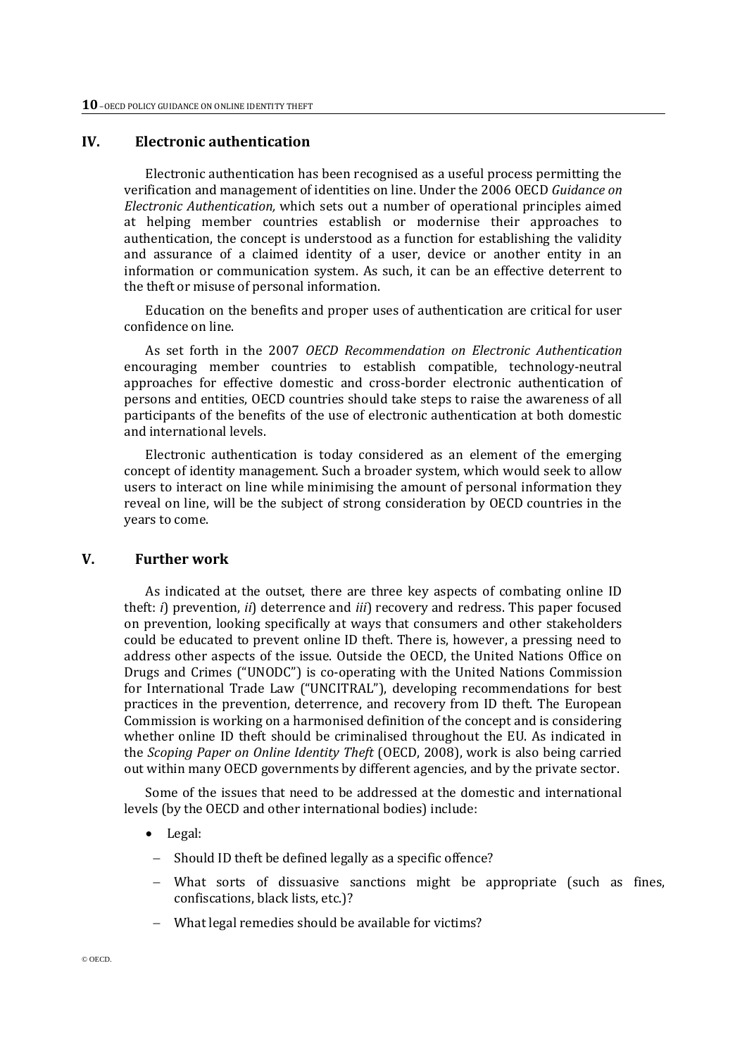## IV. Electronic authentication

Electronic authentication has been recognised as a useful process permitting the verification and management of identities on line. Under the 2006 OECD *Guidance on Electronic Authentication,* which sets out a number of operational principles aimed at helping member countries establish or modernise their approaches to authentication, the concept is understood as a function for establishing the validity and assurance of a claimed identity of a user, device or another entity in an information or communication system. As such, it can be an effective deterrent to the theft or misuse of personal information.

Education on the benefits and proper uses of authentication are critical for user confidence on line.

As set forth in the 2007 *OECD Recommendation on Electronic Authentication* encouraging member countries to establish compatible, technology-neutral approaches for effective domestic and cross-border electronic authentication of persons and entities, OECD countries should take steps to raise the awareness of all participants of the benefits of the use of electronic authentication at both domestic and international levels.

Electronic authentication is today considered as an element of the emerging concept of identity management. Such a broader system, which would seek to allow users to interact on line while minimising the amount of personal information they reveal on line, will be the subject of strong consideration by OECD countries in the years to come.

## V. Further work

As indicated at the outset, there are three key aspects of combating online ID theft: *i*) prevention, *ii*) deterrence and *iii*) recovery and redress. This paper focused on prevention, looking specifically at ways that consumers and other stakeholders could be educated to prevent online ID theft. There is, however, a pressing need to address other aspects of the issue. Outside the OECD, the United Nations Office on Drugs and Crimes ("UNODC") is co-operating with the United Nations Commission for International Trade Law ("UNCITRAL"), developing recommendations for best practices in the prevention, deterrence, and recovery from ID theft. The European Commission is working on a harmonised definition of the concept and is considering whether online ID theft should be criminalised throughout the EU. As indicated in the *Scoping Paper on Online Identity Theft* (OECD, 2008), work is also being carried out within many OECD governments by different agencies, and by the private sector.

Some of the issues that need to be addressed at the domestic and international levels (by the OECD and other international bodies) include:

- Legal:
  - Should ID theft be defined legally as a specific offence?
  - What sorts of dissuasive sanctions might be appropriate (such as fines, confiscations, black lists, etc.)?
  - What legal remedies should be available for victims?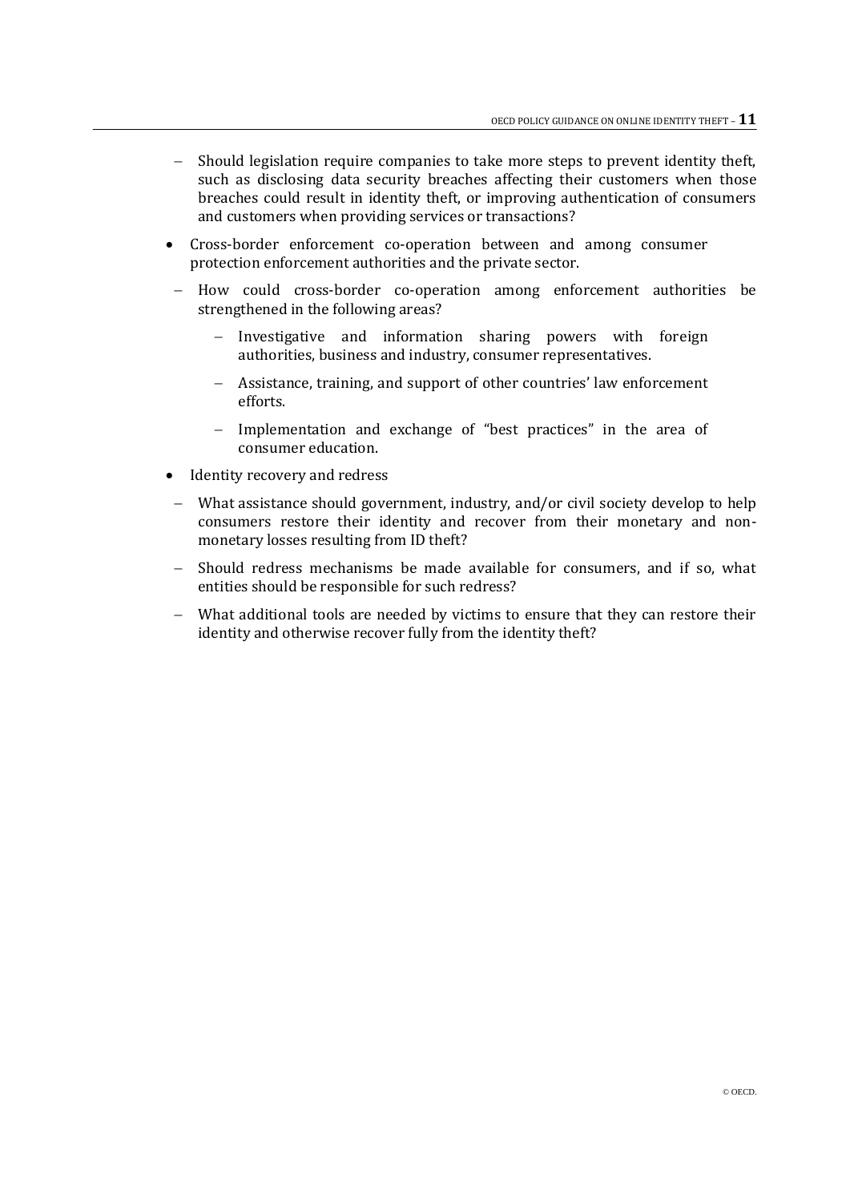- Should legislation require companies to take more steps to prevent identity theft, such as disclosing data security breaches affecting their customers when those breaches could result in identity theft, or improving authentication of consumers and customers when providing services or transactions?

- Cross-border enforcement co-operation between and among consumer protection enforcement authorities and the private sector.

  - How could cross-border co-operation among enforcement authorities be strengthened in the following areas?

    - Investigative and information sharing powers with foreign authorities, business and industry, consumer representatives.

    - Assistance, training, and support of other countries' law enforcement efforts.

    - Implementation and exchange of "best practices" in the area of consumer education.

- Identity recovery and redress

  - What assistance should government, industry, and/or civil society develop to help consumers restore their identity and recover from their monetary and non-monetary losses resulting from ID theft?

  - Should redress mechanisms be made available for consumers, and if so, what entities should be responsible for such redress?

  - What additional tools are needed by victims to ensure that they can restore their identity and otherwise recover fully from the identity theft?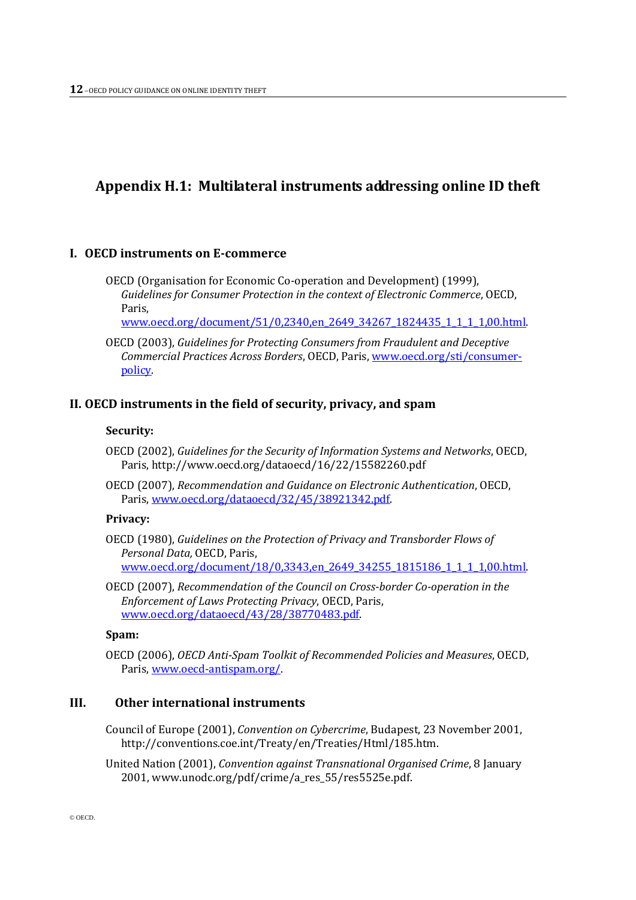## Appendix H.1: Multilateral instruments addressing online ID theft

### I. OECD instruments on E-commerce

OECD (Organisation for Economic Co-operation and Development) (1999), *Guidelines for Consumer Protection in the context of Electronic Commerce*, OECD, Paris, www.oecd.org/document/51/0,2340,en_2649_34267_1824435_1_1_1_1,00.html.

OECD (2003), *Guidelines for Protecting Consumers from Fraudulent and Deceptive Commercial Practices Across Borders*, OECD, Paris, www.oecd.org/sti/consumer-policy.

### II. OECD instruments in the field of security, privacy, and spam

**Security:**

OECD (2002), *Guidelines for the Security of Information Systems and Networks*, OECD, Paris, http://www.oecd.org/dataoecd/16/22/15582260.pdf

OECD (2007), *Recommendation and Guidance on Electronic Authentication*, OECD, Paris, www.oecd.org/dataoecd/32/45/38921342.pdf.

**Privacy:**

OECD (1980), *Guidelines on the Protection of Privacy and Transborder Flows of Personal Data,* OECD, Paris, www.oecd.org/document/18/0,3343,en_2649_34255_1815186_1_1_1_1,00.html.

OECD (2007), *Recommendation of the Council on Cross-border Co-operation in the Enforcement of Laws Protecting Privacy*, OECD, Paris, www.oecd.org/dataoecd/43/28/38770483.pdf.

**Spam:**

OECD (2006), *OECD Anti-Spam Toolkit of Recommended Policies and Measures*, OECD, Paris, www.oecd-antispam.org/.

### III. Other international instruments

Council of Europe (2001), *Convention on Cybercrime*, Budapest, 23 November 2001, http://conventions.coe.int/Treaty/en/Treaties/Html/185.htm.

United Nation (2001), *Convention against Transnational Organised Crime*, 8 January 2001, www.unodc.org/pdf/crime/a_res_55/res5525e.pdf.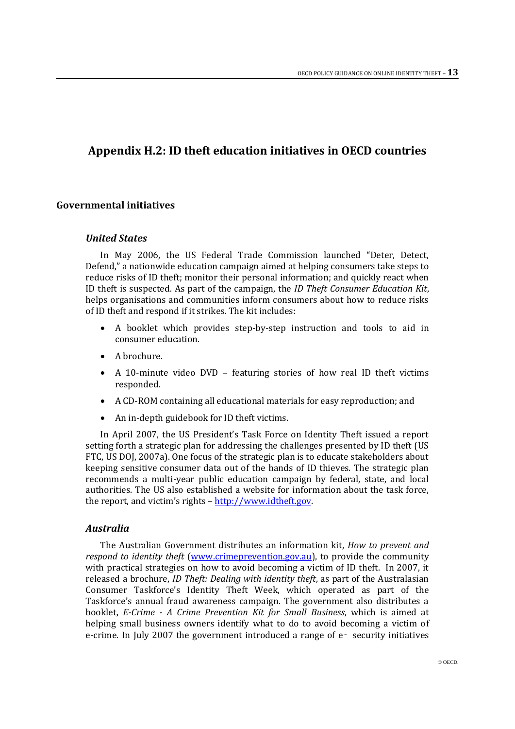# Appendix H.2: ID theft education initiatives in OECD countries

## Governmental initiatives

### *United States*

In May 2006, the US Federal Trade Commission launched "Deter, Detect, Defend," a nationwide education campaign aimed at helping consumers take steps to reduce risks of ID theft; monitor their personal information; and quickly react when ID theft is suspected. As part of the campaign, the *ID Theft Consumer Education Kit*, helps organisations and communities inform consumers about how to reduce risks of ID theft and respond if it strikes. The kit includes:

- A booklet which provides step-by-step instruction and tools to aid in consumer education.
- A brochure.
- A 10-minute video DVD – featuring stories of how real ID theft victims responded.
- A CD-ROM containing all educational materials for easy reproduction; and
- An in-depth guidebook for ID theft victims.

In April 2007, the US President's Task Force on Identity Theft issued a report setting forth a strategic plan for addressing the challenges presented by ID theft (US FTC, US DOJ, 2007a). One focus of the strategic plan is to educate stakeholders about keeping sensitive consumer data out of the hands of ID thieves. The strategic plan recommends a multi-year public education campaign by federal, state, and local authorities. The US also established a website for information about the task force, the report, and victim's rights – http://www.idtheft.gov.

### *Australia*

The Australian Government distributes an information kit, *How to prevent and respond to identity theft* (www.crimeprevention.gov.au), to provide the community with practical strategies on how to avoid becoming a victim of ID theft. In 2007, it released a brochure, *ID Theft: Dealing with identity theft*, as part of the Australasian Consumer Taskforce's Identity Theft Week, which operated as part of the Taskforce's annual fraud awareness campaign. The government also distributes a booklet, *E-Crime - A Crime Prevention Kit for Small Business*, which is aimed at helping small business owners identify what to do to avoid becoming a victim of e-crime. In July 2007 the government introduced a range of e- security initiatives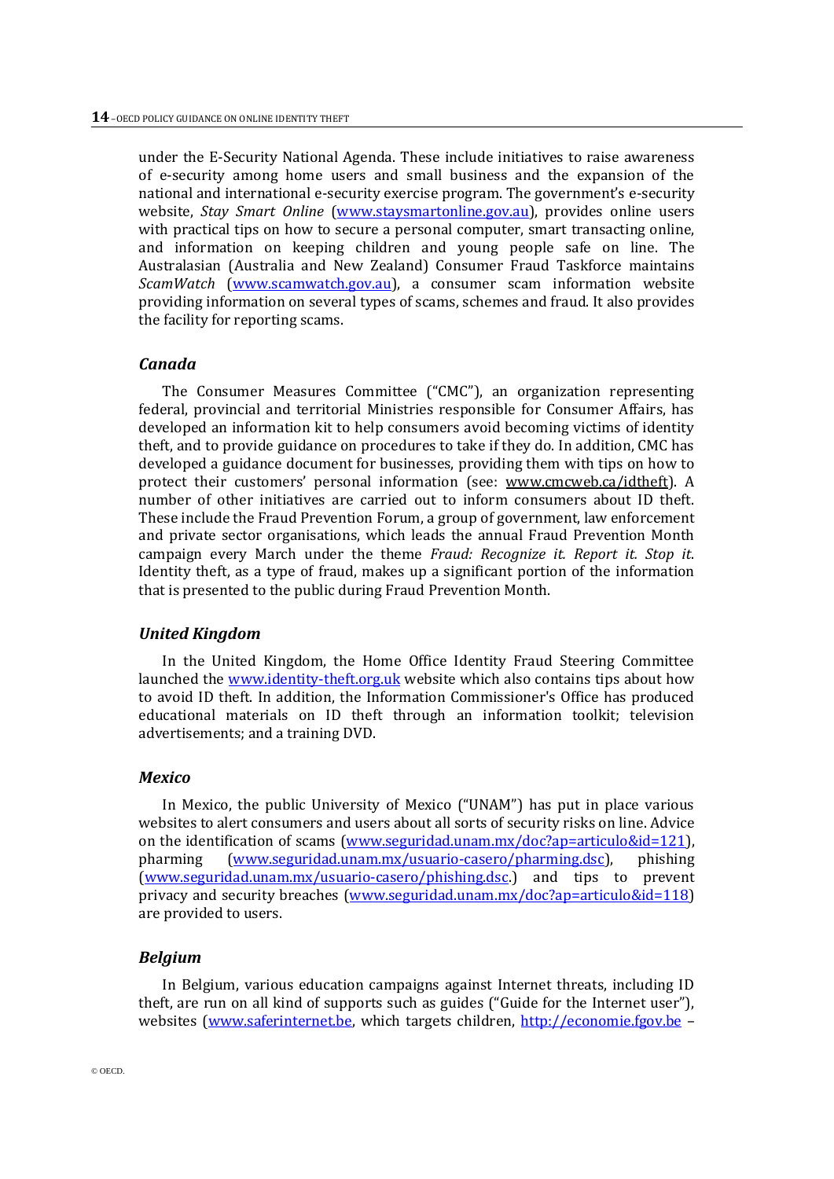under the E-Security National Agenda. These include initiatives to raise awareness of e-security among home users and small business and the expansion of the national and international e-security exercise program. The government's e-security website, *Stay Smart Online* (www.staysmartonline.gov.au), provides online users with practical tips on how to secure a personal computer, smart transacting online, and information on keeping children and young people safe on line. The Australasian (Australia and New Zealand) Consumer Fraud Taskforce maintains *ScamWatch* (www.scamwatch.gov.au), a consumer scam information website providing information on several types of scams, schemes and fraud. It also provides the facility for reporting scams.

### *Canada*

The Consumer Measures Committee ("CMC"), an organization representing federal, provincial and territorial Ministries responsible for Consumer Affairs, has developed an information kit to help consumers avoid becoming victims of identity theft, and to provide guidance on procedures to take if they do. In addition, CMC has developed a guidance document for businesses, providing them with tips on how to protect their customers' personal information (see: www.cmcweb.ca/idtheft). A number of other initiatives are carried out to inform consumers about ID theft. These include the Fraud Prevention Forum, a group of government, law enforcement and private sector organisations, which leads the annual Fraud Prevention Month campaign every March under the theme *Fraud: Recognize it. Report it. Stop it.* Identity theft, as a type of fraud, makes up a significant portion of the information that is presented to the public during Fraud Prevention Month.

### *United Kingdom*

In the United Kingdom, the Home Office Identity Fraud Steering Committee launched the www.identity-theft.org.uk website which also contains tips about how to avoid ID theft. In addition, the Information Commissioner's Office has produced educational materials on ID theft through an information toolkit; television advertisements; and a training DVD.

### *Mexico*

In Mexico, the public University of Mexico ("UNAM") has put in place various websites to alert consumers and users about all sorts of security risks on line. Advice on the identification of scams (www.seguridad.unam.mx/doc?ap=articulo&id=121), pharming (www.seguridad.unam.mx/usuario-casero/pharming.dsc), phishing (www.seguridad.unam.mx/usuario-casero/phishing.dsc.) and tips to prevent privacy and security breaches (www.seguridad.unam.mx/doc?ap=articulo&id=118) are provided to users.

### *Belgium*

In Belgium, various education campaigns against Internet threats, including ID theft, are run on all kind of supports such as guides ("Guide for the Internet user"), websites (www.saferinternet.be, which targets children, http://economie.fgov.be –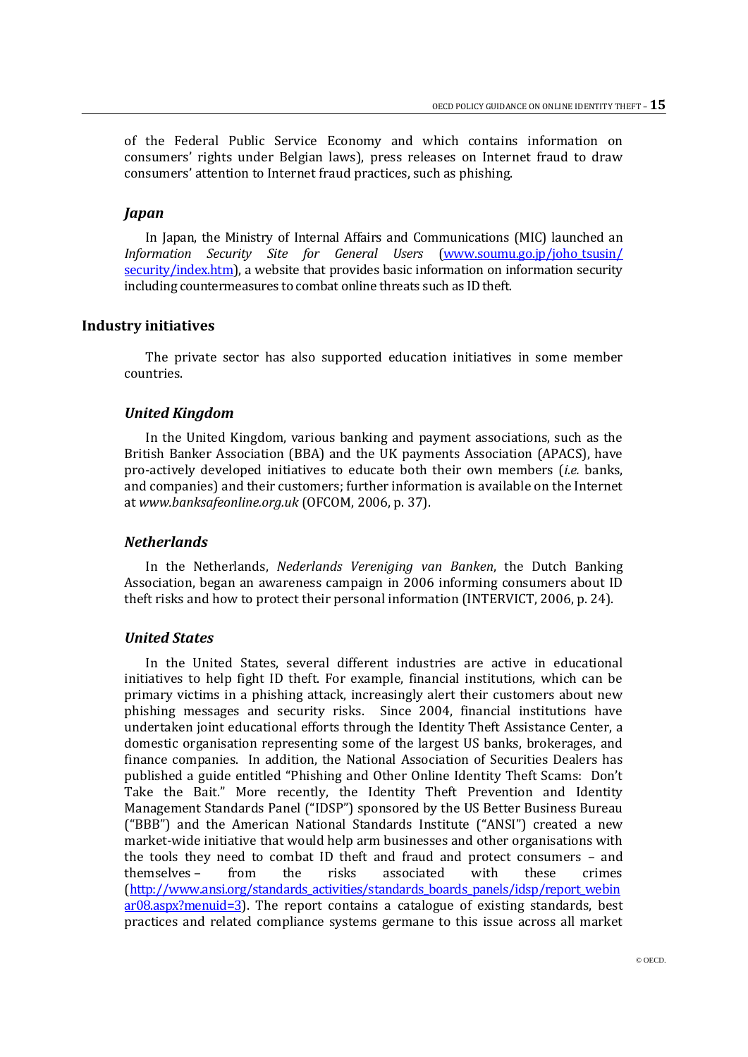of the Federal Public Service Economy and which contains information on consumers' rights under Belgian laws), press releases on Internet fraud to draw consumers' attention to Internet fraud practices, such as phishing.

### *Japan*

In Japan, the Ministry of Internal Affairs and Communications (MIC) launched an *Information Security Site for General Users* (www.soumu.go.jp/joho_tsusin/security/index.htm), a website that provides basic information on information security including countermeasures to combat online threats such as ID theft.

## Industry initiatives

The private sector has also supported education initiatives in some member countries.

### *United Kingdom*

In the United Kingdom, various banking and payment associations, such as the British Banker Association (BBA) and the UK payments Association (APACS), have pro-actively developed initiatives to educate both their own members (*i.e.* banks, and companies) and their customers; further information is available on the Internet at *www.banksafeonline.org.uk* (OFCOM, 2006, p. 37).

### *Netherlands*

In the Netherlands, *Nederlands Vereniging van Banken*, the Dutch Banking Association, began an awareness campaign in 2006 informing consumers about ID theft risks and how to protect their personal information (INTERVICT, 2006, p. 24).

### *United States*

In the United States, several different industries are active in educational initiatives to help fight ID theft. For example, financial institutions, which can be primary victims in a phishing attack, increasingly alert their customers about new phishing messages and security risks. Since 2004, financial institutions have undertaken joint educational efforts through the Identity Theft Assistance Center, a domestic organisation representing some of the largest US banks, brokerages, and finance companies. In addition, the National Association of Securities Dealers has published a guide entitled "Phishing and Other Online Identity Theft Scams: Don't Take the Bait." More recently, the Identity Theft Prevention and Identity Management Standards Panel ("IDSP") sponsored by the US Better Business Bureau ("BBB") and the American National Standards Institute ("ANSI") created a new market-wide initiative that would help arm businesses and other organisations with the tools they need to combat ID theft and fraud and protect consumers – and themselves – from the risks associated with these crimes (http://www.ansi.org/standards_activities/standards_boards_panels/idsp/report_webinar08.aspx?menuid=3). The report contains a catalogue of existing standards, best practices and related compliance systems germane to this issue across all market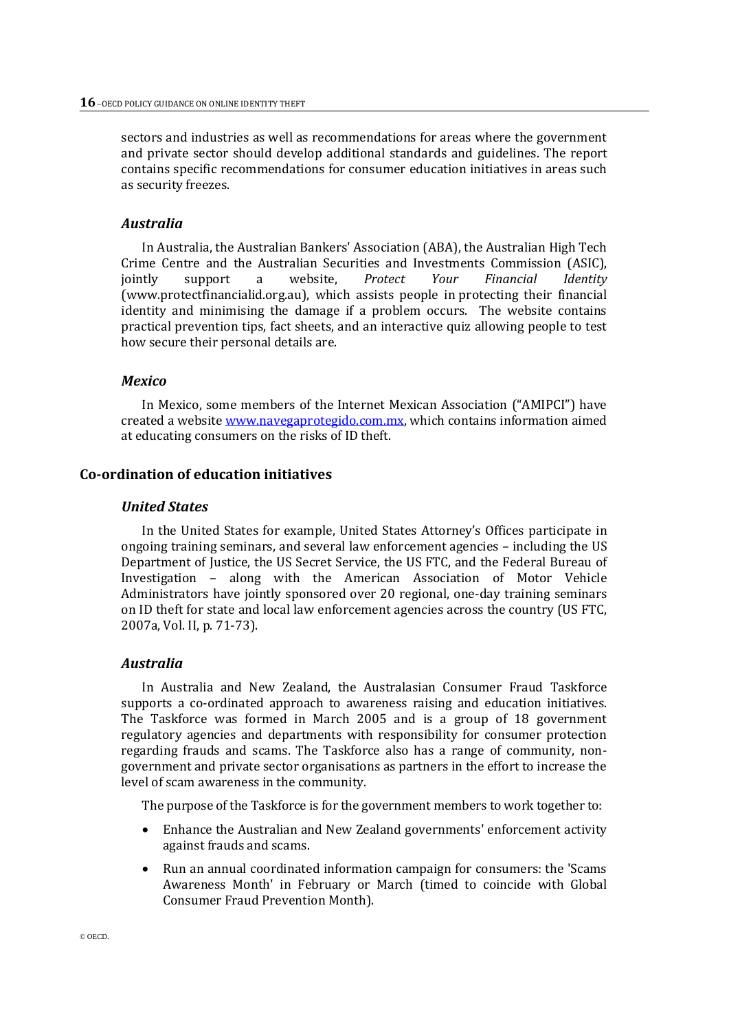sectors and industries as well as recommendations for areas where the government and private sector should develop additional standards and guidelines. The report contains specific recommendations for consumer education initiatives in areas such as security freezes.

### *Australia*

In Australia, the Australian Bankers' Association (ABA), the Australian High Tech Crime Centre and the Australian Securities and Investments Commission (ASIC), jointly support a website, *Protect Your Financial Identity* (www.protectfinancialid.org.au), which assists people in protecting their financial identity and minimising the damage if a problem occurs. The website contains practical prevention tips, fact sheets, and an interactive quiz allowing people to test how secure their personal details are.

### *Mexico*

In Mexico, some members of the Internet Mexican Association ("AMIPCI") have created a website www.navegaprotegido.com.mx, which contains information aimed at educating consumers on the risks of ID theft.

## Co-ordination of education initiatives

### *United States*

In the United States for example, United States Attorney's Offices participate in ongoing training seminars, and several law enforcement agencies – including the US Department of Justice, the US Secret Service, the US FTC, and the Federal Bureau of Investigation – along with the American Association of Motor Vehicle Administrators have jointly sponsored over 20 regional, one-day training seminars on ID theft for state and local law enforcement agencies across the country (US FTC, 2007a, Vol. II, p. 71-73).

### *Australia*

In Australia and New Zealand, the Australasian Consumer Fraud Taskforce supports a co-ordinated approach to awareness raising and education initiatives. The Taskforce was formed in March 2005 and is a group of 18 government regulatory agencies and departments with responsibility for consumer protection regarding frauds and scams. The Taskforce also has a range of community, non-government and private sector organisations as partners in the effort to increase the level of scam awareness in the community.

The purpose of the Taskforce is for the government members to work together to:

- Enhance the Australian and New Zealand governments' enforcement activity against frauds and scams.
- Run an annual coordinated information campaign for consumers: the 'Scams Awareness Month' in February or March (timed to coincide with Global Consumer Fraud Prevention Month).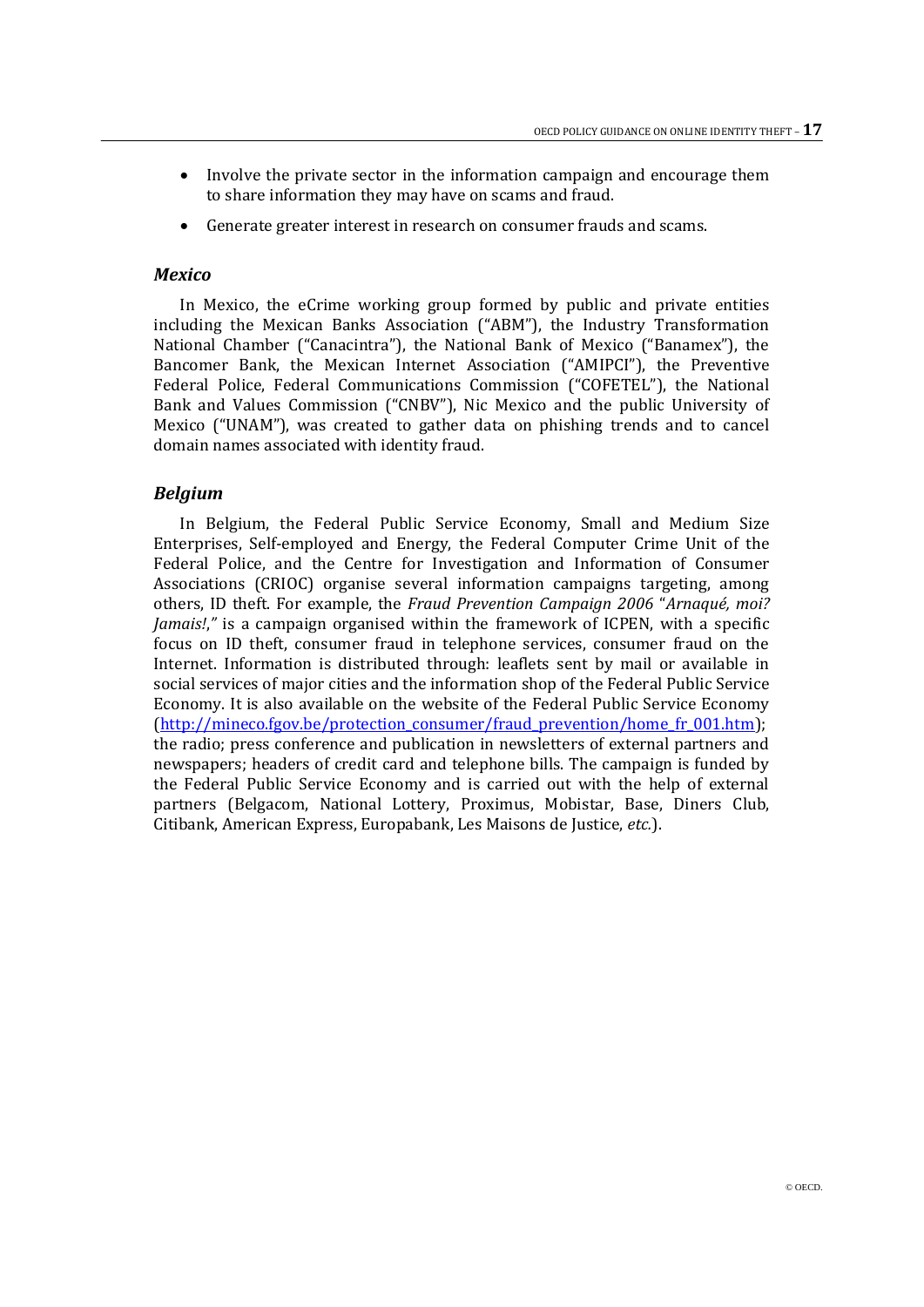- Involve the private sector in the information campaign and encourage them to share information they may have on scams and fraud.
- Generate greater interest in research on consumer frauds and scams.

### *Mexico*

In Mexico, the eCrime working group formed by public and private entities including the Mexican Banks Association ("ABM"), the Industry Transformation National Chamber ("Canacintra"), the National Bank of Mexico ("Banamex"), the Bancomer Bank, the Mexican Internet Association ("AMIPCI"), the Preventive Federal Police, Federal Communications Commission ("COFETEL"), the National Bank and Values Commission ("CNBV"), Nic Mexico and the public University of Mexico ("UNAM"), was created to gather data on phishing trends and to cancel domain names associated with identity fraud.

### *Belgium*

In Belgium, the Federal Public Service Economy, Small and Medium Size Enterprises, Self-employed and Energy, the Federal Computer Crime Unit of the Federal Police, and the Centre for Investigation and Information of Consumer Associations (CRIOC) organise several information campaigns targeting, among others, ID theft. For example, the *Fraud Prevention Campaign 2006* "*Arnaqué, moi? Jamais!*," is a campaign organised within the framework of ICPEN, with a specific focus on ID theft, consumer fraud in telephone services, consumer fraud on the Internet. Information is distributed through: leaflets sent by mail or available in social services of major cities and the information shop of the Federal Public Service Economy. It is also available on the website of the Federal Public Service Economy (http://mineco.fgov.be/protection_consumer/fraud_prevention/home_fr_001.htm); the radio; press conference and publication in newsletters of external partners and newspapers; headers of credit card and telephone bills. The campaign is funded by the Federal Public Service Economy and is carried out with the help of external partners (Belgacom, National Lottery, Proximus, Mobistar, Base, Diners Club, Citibank, American Express, Europabank, Les Maisons de Justice, *etc.*).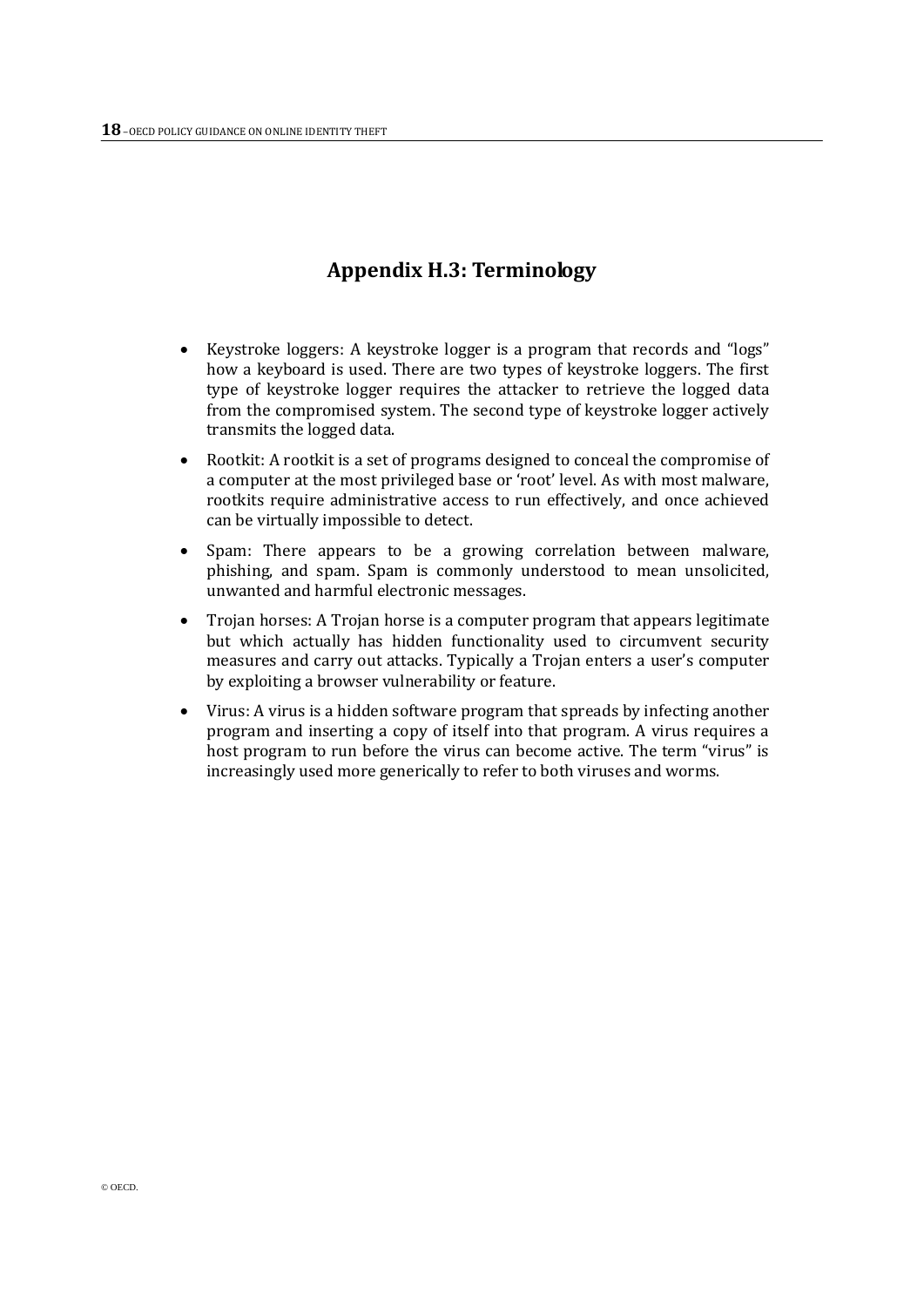## Appendix H.3: Terminology

- Keystroke loggers: A keystroke logger is a program that records and "logs" how a keyboard is used. There are two types of keystroke loggers. The first type of keystroke logger requires the attacker to retrieve the logged data from the compromised system. The second type of keystroke logger actively transmits the logged data.
- Rootkit: A rootkit is a set of programs designed to conceal the compromise of a computer at the most privileged base or 'root' level. As with most malware, rootkits require administrative access to run effectively, and once achieved can be virtually impossible to detect.
- Spam: There appears to be a growing correlation between malware, phishing, and spam. Spam is commonly understood to mean unsolicited, unwanted and harmful electronic messages.
- Trojan horses: A Trojan horse is a computer program that appears legitimate but which actually has hidden functionality used to circumvent security measures and carry out attacks. Typically a Trojan enters a user's computer by exploiting a browser vulnerability or feature.
- Virus: A virus is a hidden software program that spreads by infecting another program and inserting a copy of itself into that program. A virus requires a host program to run before the virus can become active. The term "virus" is increasingly used more generically to refer to both viruses and worms.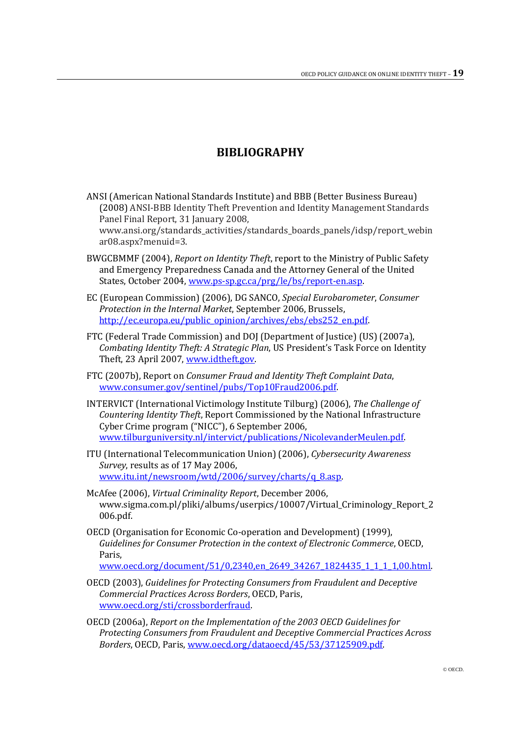# BIBLIOGRAPHY

ANSI (American National Standards Institute) and BBB (Better Business Bureau) (2008) ANSI-BBB Identity Theft Prevention and Identity Management Standards Panel Final Report, 31 January 2008, www.ansi.org/standards_activities/standards_boards_panels/idsp/report_webinar08.aspx?menuid=3.

BWGCBMMF (2004), *Report on Identity Theft*, report to the Ministry of Public Safety and Emergency Preparedness Canada and the Attorney General of the United States, October 2004, www.ps-sp.gc.ca/prg/le/bs/report-en.asp.

EC (European Commission) (2006), DG SANCO, *Special Eurobarometer*, *Consumer Protection in the Internal Market*, September 2006, Brussels, http://ec.europa.eu/public_opinion/archives/ebs/ebs252_en.pdf.

FTC (Federal Trade Commission) and DOJ (Department of Justice) (US) (2007a), *Combating Identity Theft: A Strategic Plan*, US President's Task Force on Identity Theft, 23 April 2007, www.idtheft.gov.

FTC (2007b), Report on *Consumer Fraud and Identity Theft Complaint Data*, www.consumer.gov/sentinel/pubs/Top10Fraud2006.pdf.

INTERVICT (International Victimology Institute Tilburg) (2006), *The Challenge of Countering Identity Theft*, Report Commissioned by the National Infrastructure Cyber Crime program ("NICC"), 6 September 2006, www.tilburguniversity.nl/intervict/publications/NicolevanderMeulen.pdf.

ITU (International Telecommunication Union) (2006), *Cybersecurity Awareness Survey*, results as of 17 May 2006, www.itu.int/newsroom/wtd/2006/survey/charts/q_8.asp.

McAfee (2006), *Virtual Criminality Report*, December 2006, www.sigma.com.pl/pliki/albums/userpics/10007/Virtual_Criminology_Report_2006.pdf.

OECD (Organisation for Economic Co-operation and Development) (1999), *Guidelines for Consumer Protection in the context of Electronic Commerce*, OECD, Paris, www.oecd.org/document/51/0,2340,en_2649_34267_1824435_1_1_1_1,00.html.

OECD (2003), *Guidelines for Protecting Consumers from Fraudulent and Deceptive Commercial Practices Across Borders*, OECD, Paris, www.oecd.org/sti/crossborderfraud.

OECD (2006a), *Report on the Implementation of the 2003 OECD Guidelines for Protecting Consumers from Fraudulent and Deceptive Commercial Practices Across Borders*, OECD, Paris, www.oecd.org/dataoecd/45/53/37125909.pdf.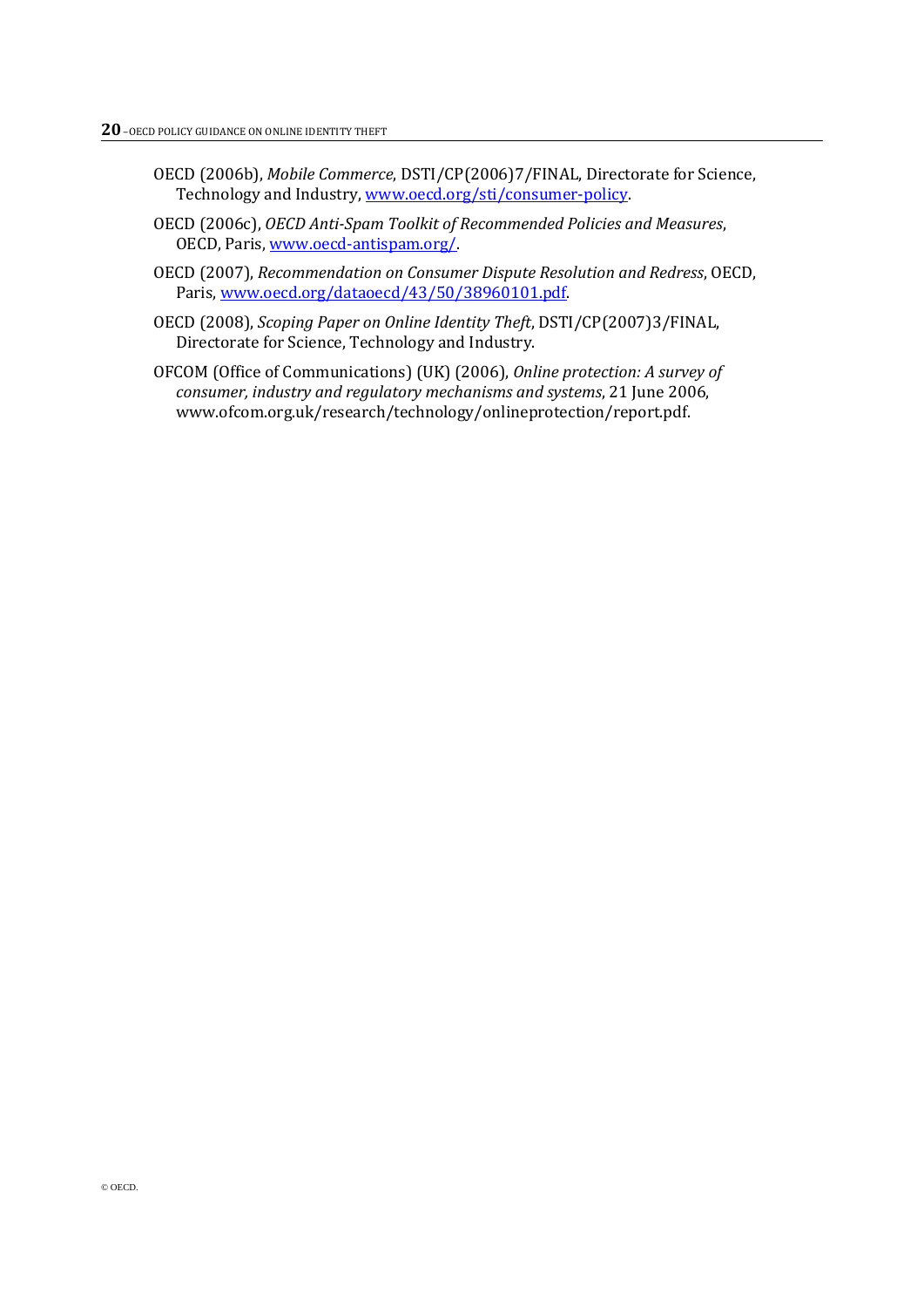OECD (2006b), *Mobile Commerce*, DSTI/CP(2006)7/FINAL, Directorate for Science, Technology and Industry, www.oecd.org/sti/consumer-policy.

OECD (2006c), *OECD Anti-Spam Toolkit of Recommended Policies and Measures*, OECD, Paris, www.oecd-antispam.org/.

OECD (2007), *Recommendation on Consumer Dispute Resolution and Redress*, OECD, Paris, www.oecd.org/dataoecd/43/50/38960101.pdf.

OECD (2008), *Scoping Paper on Online Identity Theft*, DSTI/CP(2007)3/FINAL, Directorate for Science, Technology and Industry.

OFCOM (Office of Communications) (UK) (2006), *Online protection: A survey of consumer, industry and regulatory mechanisms and systems*, 21 June 2006, www.ofcom.org.uk/research/technology/onlineprotection/report.pdf.